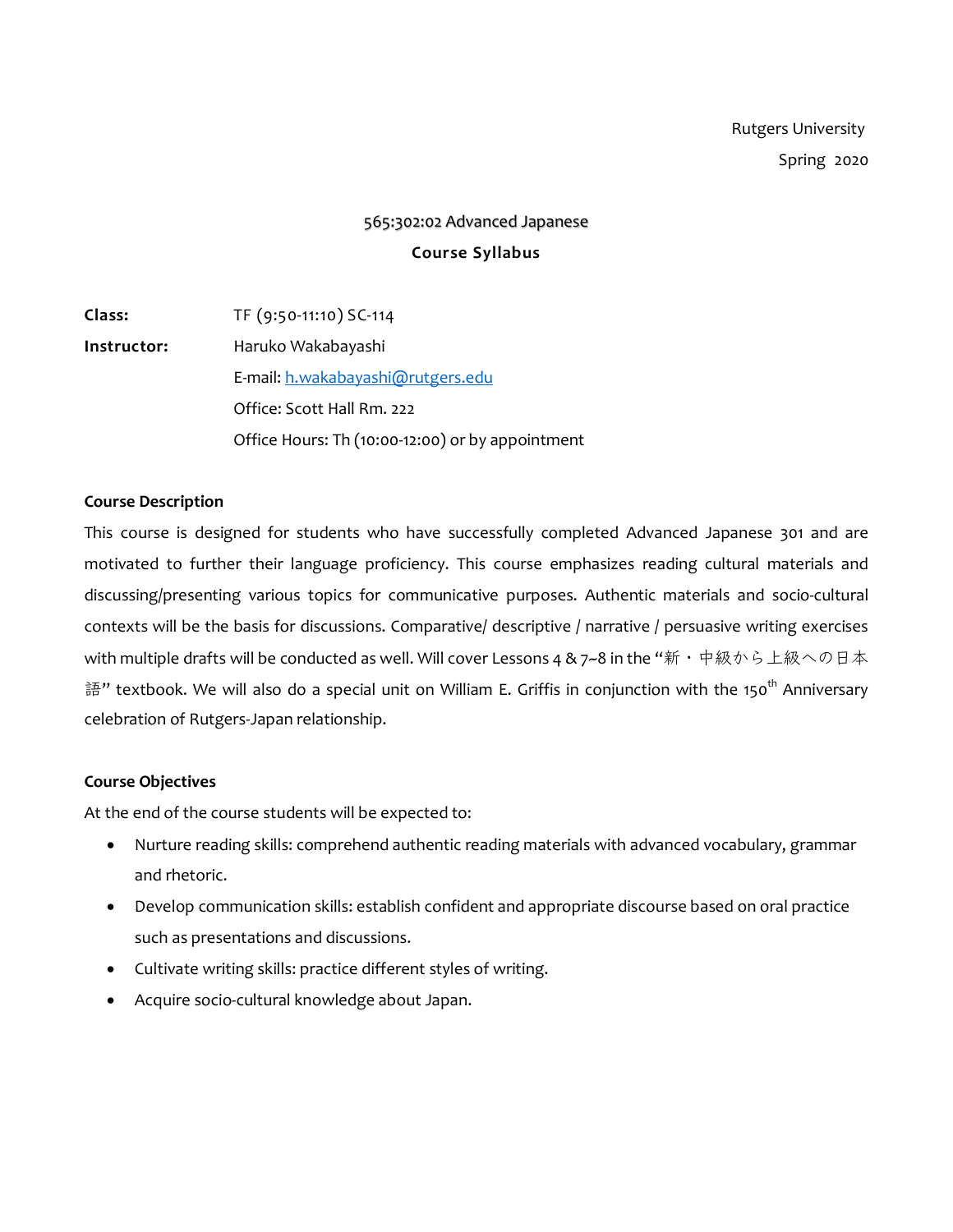Rutgers University

Spring 2020

# 565:302:02 Advanced Japanese

## Course Syllabus

**Class:** TF (9:50-11:10) SC-114

**Instructor:** Haruko Wakabayashi

E-mail: h.wakabayashi@rutgers.edu

Office: Scott Hall Rm. 222

Office Hours: Th (10:00-12:00) or by appointment

### Course Description

This course is designed for students who have successfully completed Advanced Japanese 301 and are motivated to further their language proficiency. This course emphasizes reading cultural materials and discussing/presenting various topics for communicative purposes. Authentic materials and socio-cultural contexts will be the basis for discussions. Comparative/ descriptive / narrative / persuasive writing exercises with multiple drafts will be conducted as well. Will cover Lessons 4 & 7~8 in the "新・中級から上級への日本語" textbook. We will also do a special unit on William E. Griffis in conjunction with the 150th Anniversary celebration of Rutgers-Japan relationship.

### Course Objectives

At the end of the course students will be expected to:

- Nurture reading skills: comprehend authentic reading materials with advanced vocabulary, grammar and rhetoric.
- Develop communication skills: establish confident and appropriate discourse based on oral practice such as presentations and discussions.
- Cultivate writing skills: practice different styles of writing.
- Acquire socio-cultural knowledge about Japan.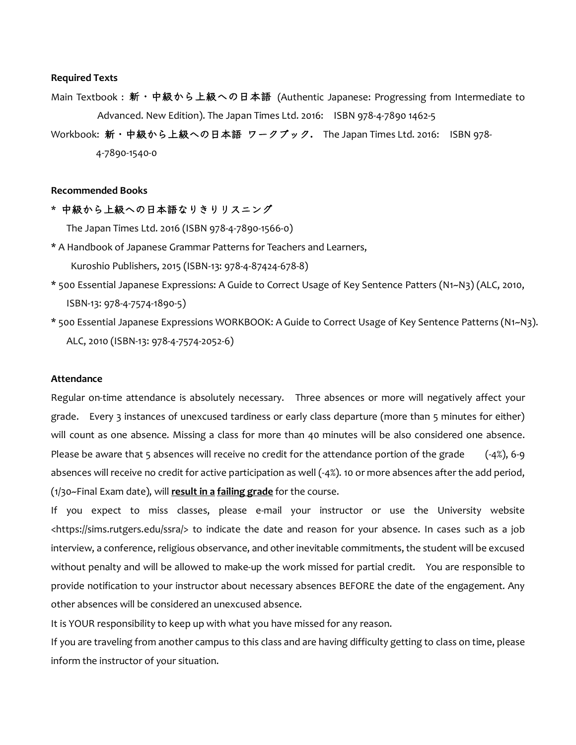**Required Texts**

Main Textbook : **新・中級から上級への日本語** (Authentic Japanese: Progressing from Intermediate to Advanced. New Edition). The Japan Times Ltd. 2016: ISBN 978-4-7890 1462-5

Workbook: **新・中級から上級への日本語 ワークブック.** The Japan Times Ltd. 2016: ISBN 978-4-7890-1540-0

**Recommended Books**

* **中級から上級への日本語なりきりリスニング**
  The Japan Times Ltd. 2016 (ISBN 978-4-7890-1566-0)
* A Handbook of Japanese Grammar Patterns for Teachers and Learners, Kuroshio Publishers, 2015 (ISBN-13: 978-4-87424-678-8)
* 500 Essential Japanese Expressions: A Guide to Correct Usage of Key Sentence Patters (N1~N3) (ALC, 2010, ISBN-13: 978-4-7574-1890-5)
* 500 Essential Japanese Expressions WORKBOOK: A Guide to Correct Usage of Key Sentence Patterns (N1~N3). ALC, 2010 (ISBN-13: 978-4-7574-2052-6)

**Attendance**

Regular on-time attendance is absolutely necessary. Three absences or more will negatively affect your grade. Every 3 instances of unexcused tardiness or early class departure (more than 5 minutes for either) will count as one absence. Missing a class for more than 40 minutes will be also considered one absence. Please be aware that 5 absences will receive no credit for the attendance portion of the grade (-4%), 6-9 absences will receive no credit for active participation as well (-4%). 10 or more absences after the add period, (1/30~Final Exam date), will **<u>result in a</u> <u>failing grade</u>** for the course.

If you expect to miss classes, please e-mail your instructor or use the University website <https://sims.rutgers.edu/ssra/> to indicate the date and reason for your absence. In cases such as a job interview, a conference, religious observance, and other inevitable commitments, the student will be excused without penalty and will be allowed to make-up the work missed for partial credit. You are responsible to provide notification to your instructor about necessary absences BEFORE the date of the engagement. Any other absences will be considered an unexcused absence.

It is YOUR responsibility to keep up with what you have missed for any reason.

If you are traveling from another campus to this class and are having difficulty getting to class on time, please inform the instructor of your situation.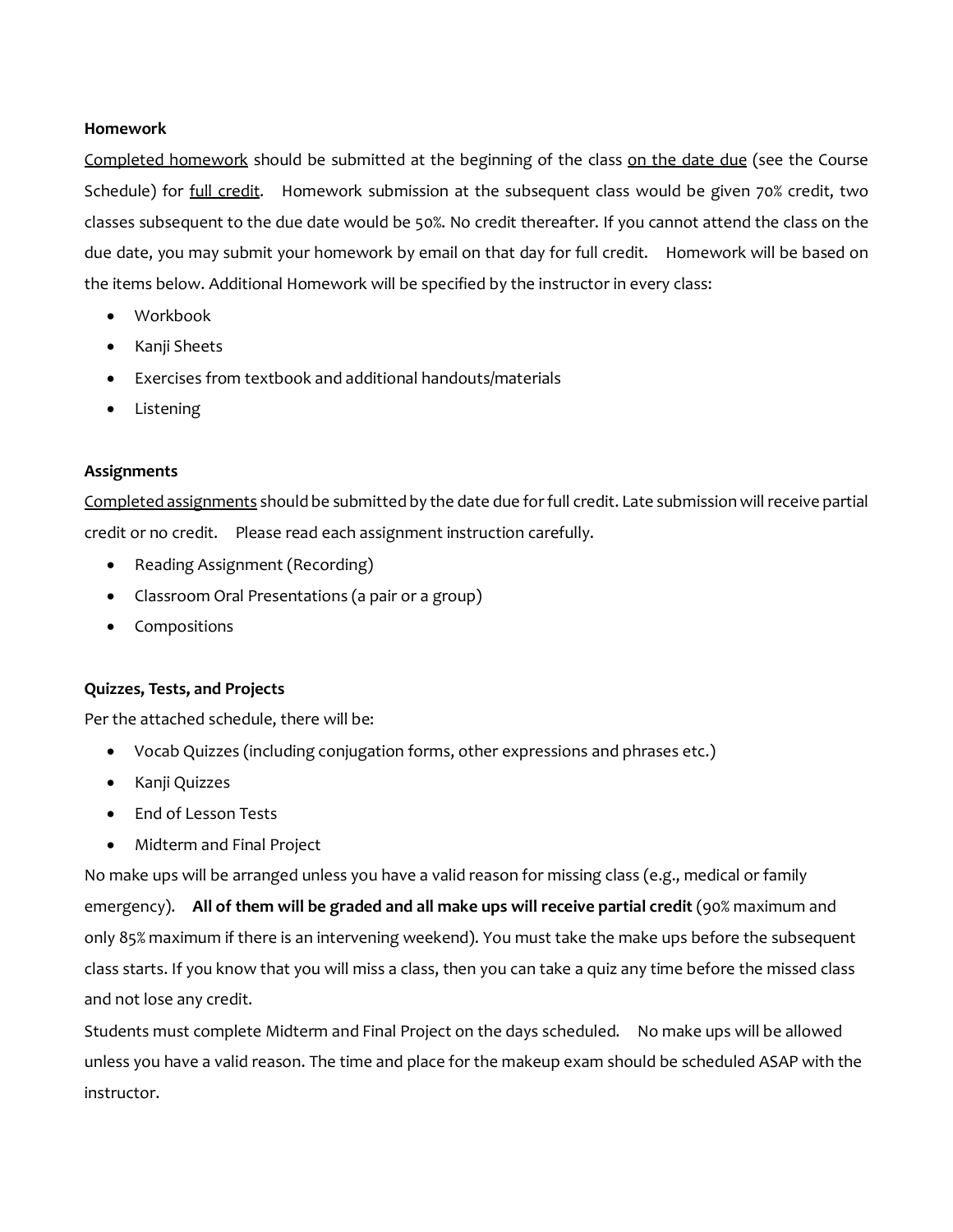**Homework**

Completed homework should be submitted at the beginning of the class on the date due (see the Course Schedule) for full credit. Homework submission at the subsequent class would be given 70% credit, two classes subsequent to the due date would be 50%. No credit thereafter. If you cannot attend the class on the due date, you may submit your homework by email on that day for full credit. Homework will be based on the items below. Additional Homework will be specified by the instructor in every class:

- Workbook
- Kanji Sheets
- Exercises from textbook and additional handouts/materials
- Listening

**Assignments**

Completed assignments should be submitted by the date due for full credit. Late submission will receive partial credit or no credit. Please read each assignment instruction carefully.

- Reading Assignment (Recording)
- Classroom Oral Presentations (a pair or a group)
- Compositions

**Quizzes, Tests, and Projects**

Per the attached schedule, there will be:

- Vocab Quizzes (including conjugation forms, other expressions and phrases etc.)
- Kanji Quizzes
- End of Lesson Tests
- Midterm and Final Project

No make ups will be arranged unless you have a valid reason for missing class (e.g., medical or family emergency). **All of them will be graded and all make ups will receive partial credit** (90% maximum and only 85% maximum if there is an intervening weekend). You must take the make ups before the subsequent class starts. If you know that you will miss a class, then you can take a quiz any time before the missed class and not lose any credit.

Students must complete Midterm and Final Project on the days scheduled. No make ups will be allowed unless you have a valid reason. The time and place for the makeup exam should be scheduled ASAP with the instructor.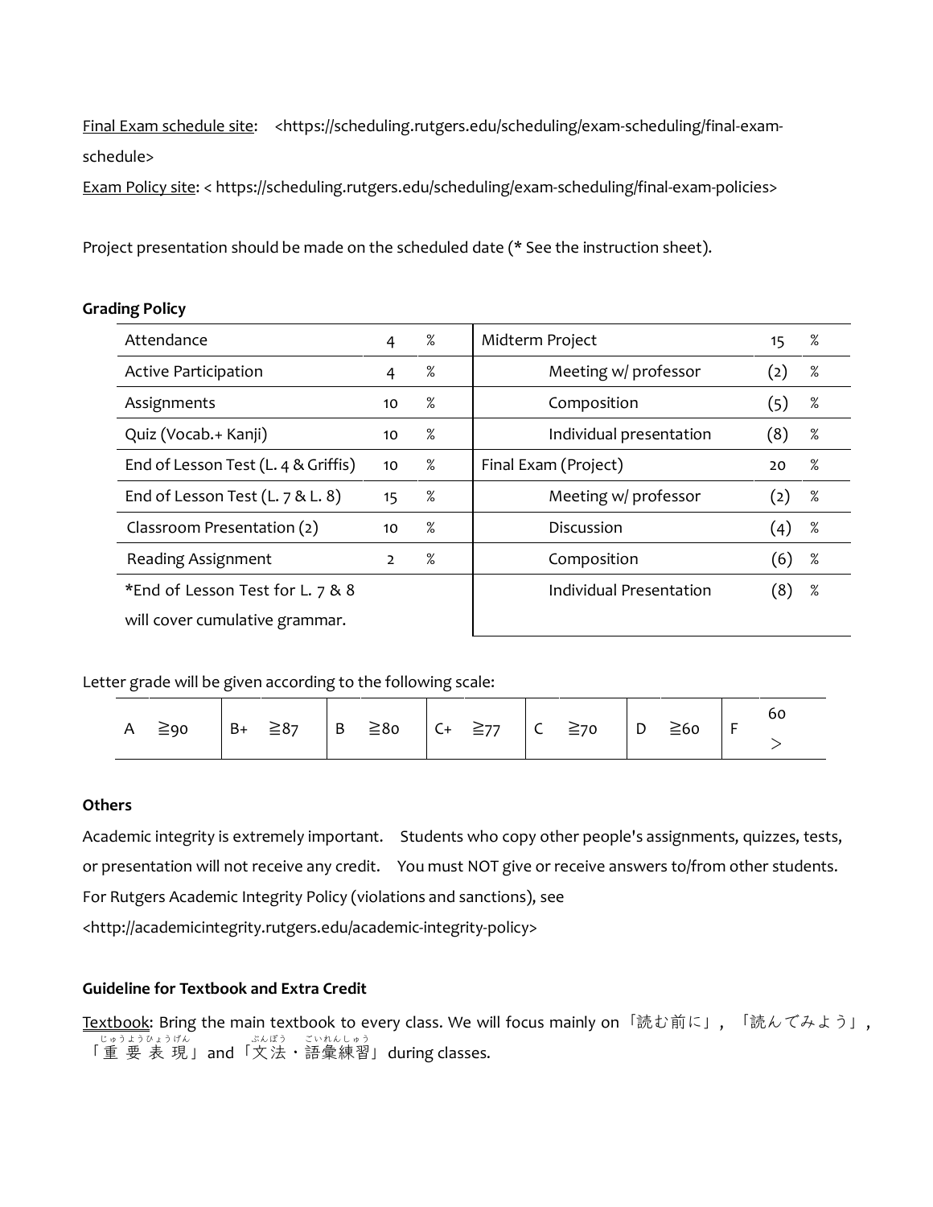Final Exam schedule site: <https://scheduling.rutgers.edu/scheduling/exam-scheduling/final-exam-schedule>

Exam Policy site: < https://scheduling.rutgers.edu/scheduling/exam-scheduling/final-exam-policies>

Project presentation should be made on the scheduled date (* See the instruction sheet).

**Grading Policy**

| | | | | | |
|---|---|---|---|---|---|
| Attendance | 4 | % | Midterm Project | 15 | % |
| Active Participation | 4 | % | Meeting w/ professor | (2) | % |
| Assignments | 10 | % | Composition | (5) | % |
| Quiz (Vocab.+ Kanji) | 10 | % | Individual presentation | (8) | % |
| End of Lesson Test (L. 4 & Griffis) | 10 | % | Final Exam (Project) | 20 | % |
| End of Lesson Test (L. 7 & L. 8) | 15 | % | Meeting w/ professor | (2) | % |
| Classroom Presentation (2) | 10 | % | Discussion | (4) | % |
| Reading Assignment | 2 | % | Composition | (6) | % |
| *End of Lesson Test for L. 7 & 8 will cover cumulative grammar. | | | Individual Presentation | (8) | % |

Letter grade will be given according to the following scale:

| A | ≧90 | B+ | ≧87 | B | ≧80 | C+ | ≧77 | C | ≧70 | D | ≧60 | F | 60 > |
|---|---|---|---|---|---|---|---|---|---|---|---|---|---|

**Others**

Academic integrity is extremely important. Students who copy other people's assignments, quizzes, tests, or presentation will not receive any credit. You must NOT give or receive answers to/from other students. For Rutgers Academic Integrity Policy (violations and sanctions), see <http://academicintegrity.rutgers.edu/academic-integrity-policy>

**Guideline for Textbook and Extra Credit**

Textbook: Bring the main textbook to every class. We will focus mainly on「読む前に」,「読んでみよう」,「重要表現(じゅうようひょうげん)」and「文法(ぶんぽう)・語彙練習(ごいれんしゅう)」during classes.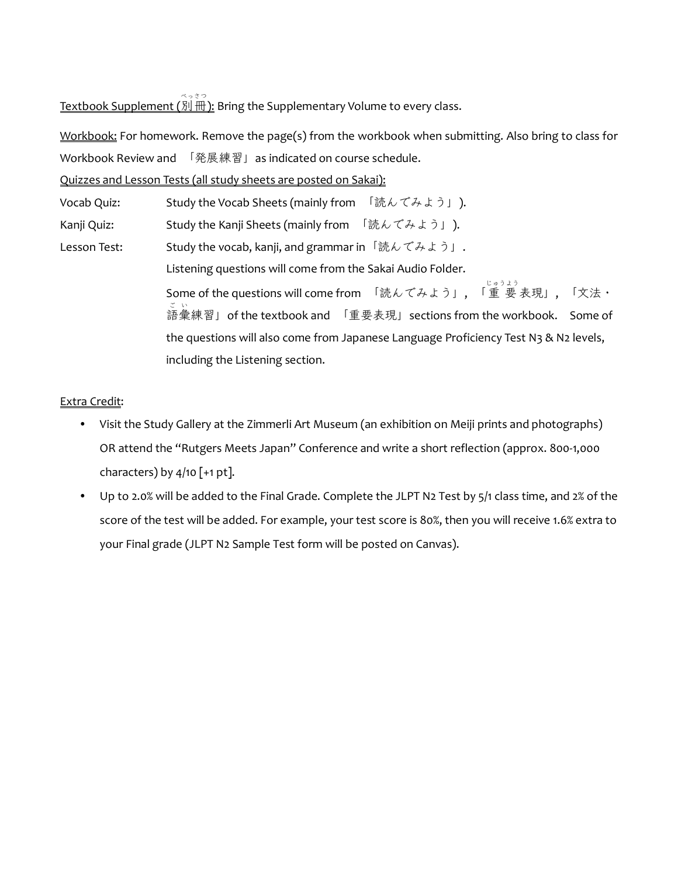Textbook Supplement (別冊): Bring the Supplementary Volume to every class.

Workbook: For homework. Remove the page(s) from the workbook when submitting. Also bring to class for Workbook Review and 「発展練習」as indicated on course schedule.

Quizzes and Lesson Tests (all study sheets are posted on Sakai):

Vocab Quiz: Study the Vocab Sheets (mainly from 「読んでみよう」).

Kanji Quiz: Study the Kanji Sheets (mainly from 「読んでみよう」).

Lesson Test: Study the vocab, kanji, and grammar in「読んでみよう」.

Listening questions will come from the Sakai Audio Folder.

Some of the questions will come from 「読んでみよう」, 「重要表現」, 「文法・語彙練習」of the textbook and 「重要表現」sections from the workbook. Some of the questions will also come from Japanese Language Proficiency Test N3 & N2 levels, including the Listening section.

Extra Credit:

- Visit the Study Gallery at the Zimmerli Art Museum (an exhibition on Meiji prints and photographs) OR attend the "Rutgers Meets Japan" Conference and write a short reflection (approx. 800-1,000 characters) by 4/10 [+1 pt].
- Up to 2.0% will be added to the Final Grade. Complete the JLPT N2 Test by 5/1 class time, and 2% of the score of the test will be added. For example, your test score is 80%, then you will receive 1.6% extra to your Final grade (JLPT N2 Sample Test form will be posted on Canvas).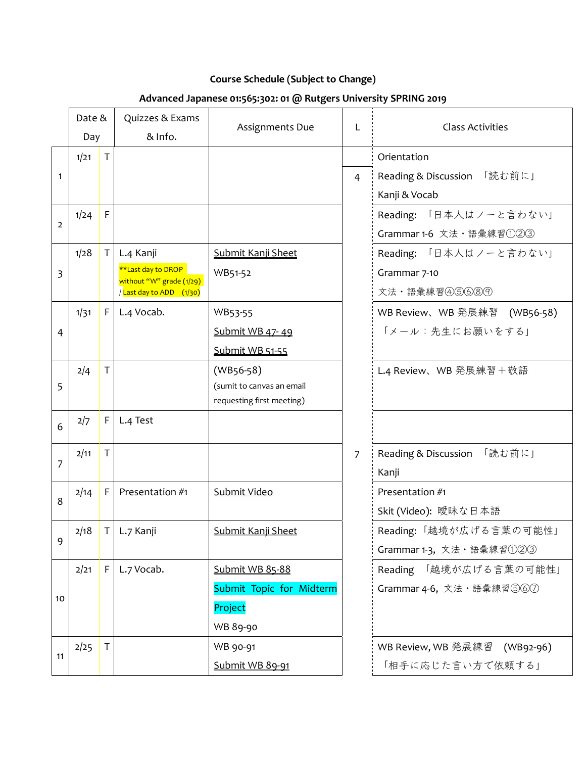## Course Schedule (Subject to Change)

## Advanced Japanese 01:565:302: 01 @ Rutgers University SPRING 2019

| | Date & Day | | Quizzes & Exams & Info. | Assignments Due | L | Class Activities |
|---|---|---|---|---|---|---|
| 1 | 1/21 | T | | | 4 | Orientation<br>Reading & Discussion 「読む前に」<br>Kanji & Vocab |
| 2 | 1/24 | F | | | | Reading: 「日本人はノーと言わない」<br>Grammar 1-6 文法・語彙練習①②③ |
| 3 | 1/28 | T | L.4 Kanji<br>**Last day to DROP without "W" grade (1/29) / Last day to ADD (1/30) | Submit Kanji Sheet<br>WB51-52 | | Reading: 「日本人はノーと言わない」<br>Grammar 7-10<br>文法・語彙練習④⑤⑥⑧⑨ |
| 4 | 1/31 | F | L.4 Vocab. | WB53-55<br>Submit WB 47- 49<br>Submit WB 51-55 | | WB Review、WB 発展練習 (WB56-58)<br>「メール：先生にお願いをする」 |
| 5 | 2/4 | T | | (WB56-58)<br>(sumit to canvas an email requesting first meeting) | | L.4 Review、WB 発展練習＋敬語 |
| 6 | 2/7 | F | L.4 Test | | | |
| 7 | 2/11 | T | | | 7 | Reading & Discussion 「読む前に」<br>Kanji |
| 8 | 2/14 | F | Presentation #1 | Submit Video | | Presentation #1<br>Skit (Video): 曖昧な日本語 |
| 9 | 2/18 | T | L.7 Kanji | Submit Kanji Sheet | | Reading:「越境が広げる言葉の可能性」<br>Grammar 1-3, 文法・語彙練習①②③ |
| 10 | 2/21 | F | L.7 Vocab. | Submit WB 85-88<br>Submit Topic for Midterm Project<br>WB 89-90 | | Reading 「越境が広げる言葉の可能性」<br>Grammar 4-6, 文法・語彙練習⑤⑥⑦ |
| 11 | 2/25 | T | | WB 90-91<br>Submit WB 89-91 | | WB Review, WB 発展練習 (WB92-96)<br>「相手に応じた言い方で依頼する」 |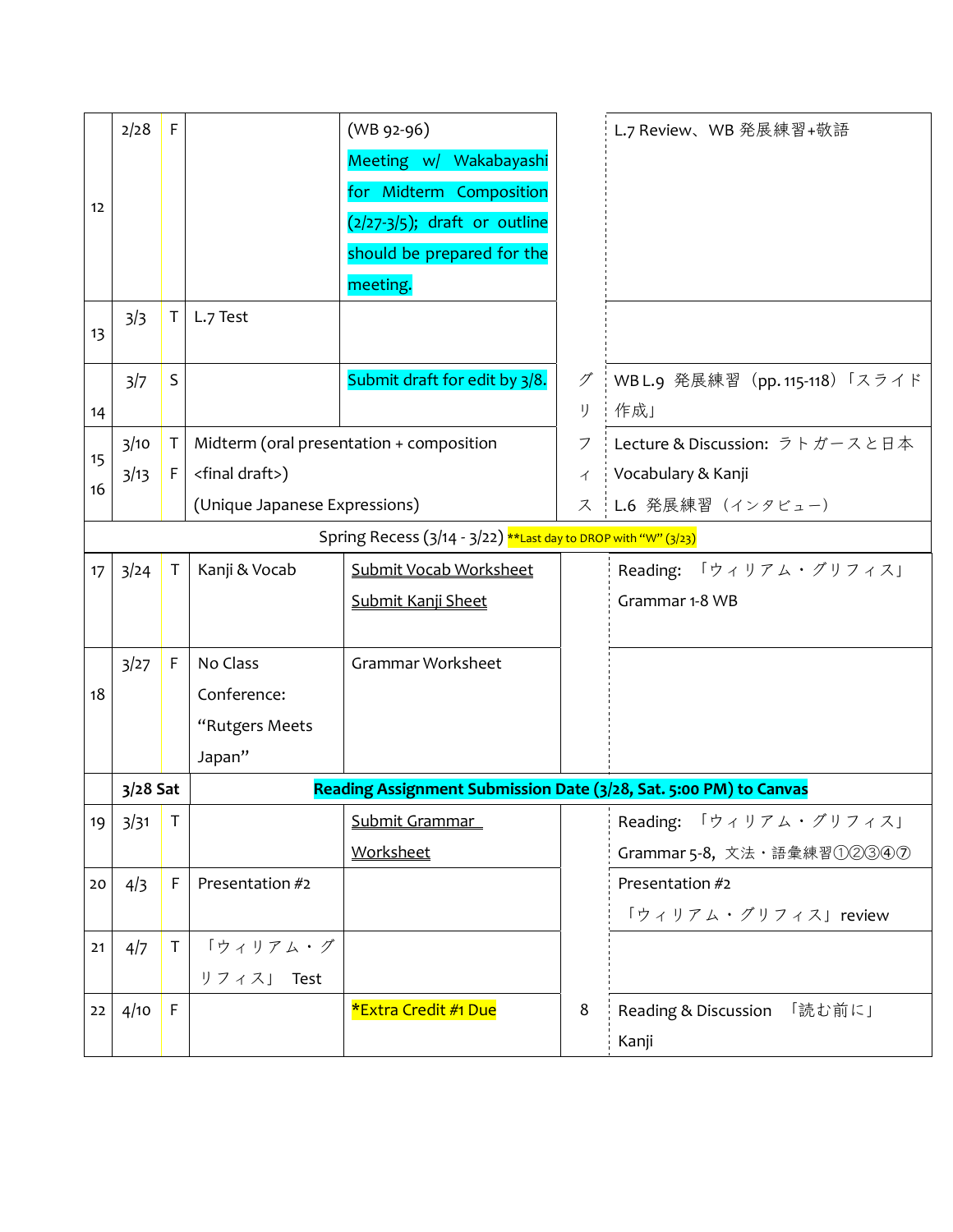| | | | | | | |
|---|---|---|---|---|---|---|
| 12 | 2/28 | F | | (WB 92-96)<br>Meeting w/ Wakabayashi for Midterm Composition (2/27-3/5); draft or outline should be prepared for the meeting. | | L.7 Review、WB 発展練習+敬語 |
| 13 | 3/3 | T | L.7 Test | | | |
| 14 | 3/7 | S | | Submit draft for edit by 3/8. | グ | WB L.9 発展練習（pp. 115-118）「スライド作成」 |
| 15<br>16 | 3/10<br>3/13 | T<br>F | Midterm (oral presentation + composition <final draft>)<br>(Unique Japanese Expressions) | | リフィス | Lecture & Discussion: ラトガースと日本<br>Vocabulary & Kanji<br>L.6 発展練習（インタビュー） |
| | | | Spring Recess (3/14 - 3/22) **Last day to DROP with "W" (3/23) | | | |
| 17 | 3/24 | T | Kanji & Vocab | Submit Vocab Worksheet<br>Submit Kanji Sheet | | Reading: 「ウィリアム・グリフィス」<br>Grammar 1-8 WB |
| 18 | 3/27 | F | No Class<br>Conference: "Rutgers Meets Japan" | Grammar Worksheet | | |
| | 3/28 Sat | | **Reading Assignment Submission Date (3/28, Sat. 5:00 PM) to Canvas** | | | |
| 19 | 3/31 | T | | Submit Grammar Worksheet | | Reading: 「ウィリアム・グリフィス」<br>Grammar 5-8, 文法・語彙練習①②③④⑦ |
| 20 | 4/3 | F | Presentation #2 | | | Presentation #2<br>「ウィリアム・グリフィス」review |
| 21 | 4/7 | T | 「ウィリアム・グリフィス」 Test | | | |
| 22 | 4/10 | F | | *Extra Credit #1 Due | 8 | Reading & Discussion 「読む前に」<br>Kanji |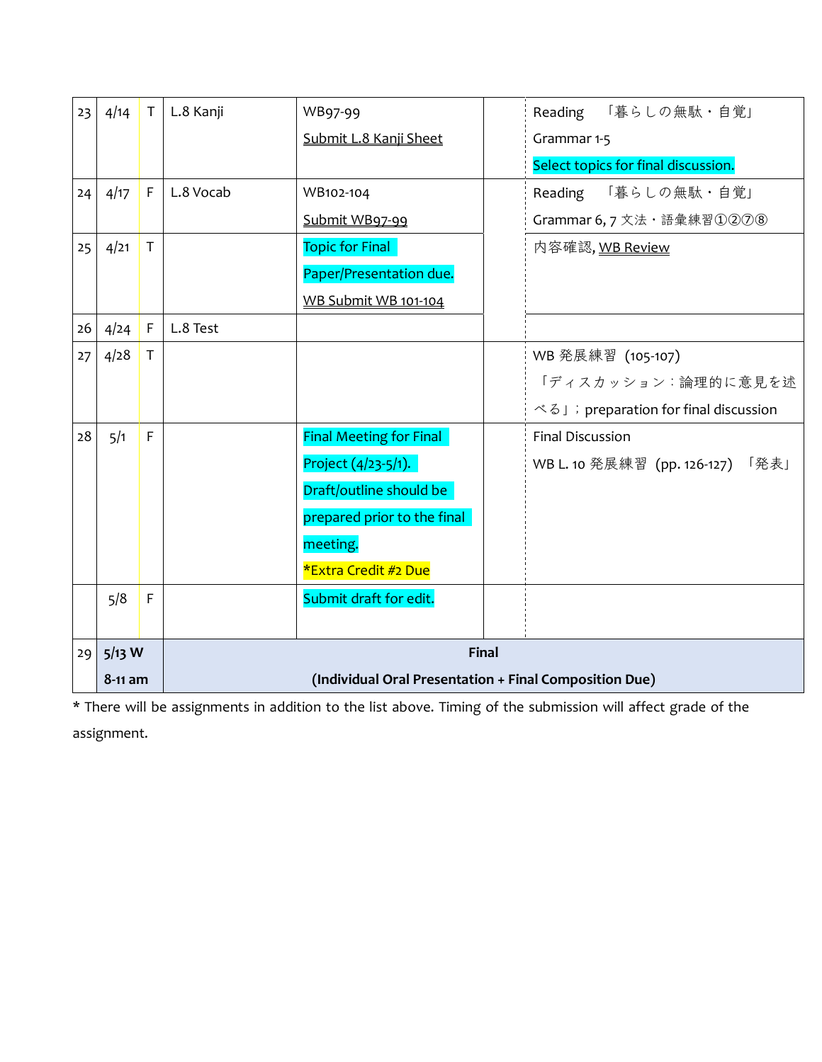| | | | | | | |
|---|---|---|---|---|---|---|
| 23 | 4/14 | T | L.8 Kanji | WB97-99<br>Submit L.8 Kanji Sheet | | Reading 「暮らしの無駄・自覚」<br>Grammar 1-5<br>Select topics for final discussion. |
| 24 | 4/17 | F | L.8 Vocab | WB102-104<br>Submit WB97-99 | | Reading 「暮らしの無駄・自覚」<br>Grammar 6, 7 文法・語彙練習①②⑦⑧ |
| 25 | 4/21 | T | | Topic for Final Paper/Presentation due.<br>WB Submit WB 101-104 | | 内容確認, WB Review |
| 26 | 4/24 | F | L.8 Test | | | |
| 27 | 4/28 | T | | | | WB 発展練習 (105-107)<br>「ディスカッション：論理的に意見を述べる」; preparation for final discussion |
| 28 | 5/1 | F | | Final Meeting for Final Project (4/23-5/1). Draft/outline should be prepared prior to the final meeting.<br>*Extra Credit #2 Due | | Final Discussion<br>WB L. 10 発展練習 (pp. 126-127) 「発表」 |
| | 5/8 | F | | Submit draft for edit. | | |
| 29 | **5/13 W**<br>**8-11 am** | | **Final**<br>**(Individual Oral Presentation + Final Composition Due)** | | | |

* There will be assignments in addition to the list above. Timing of the submission will affect grade of the assignment.